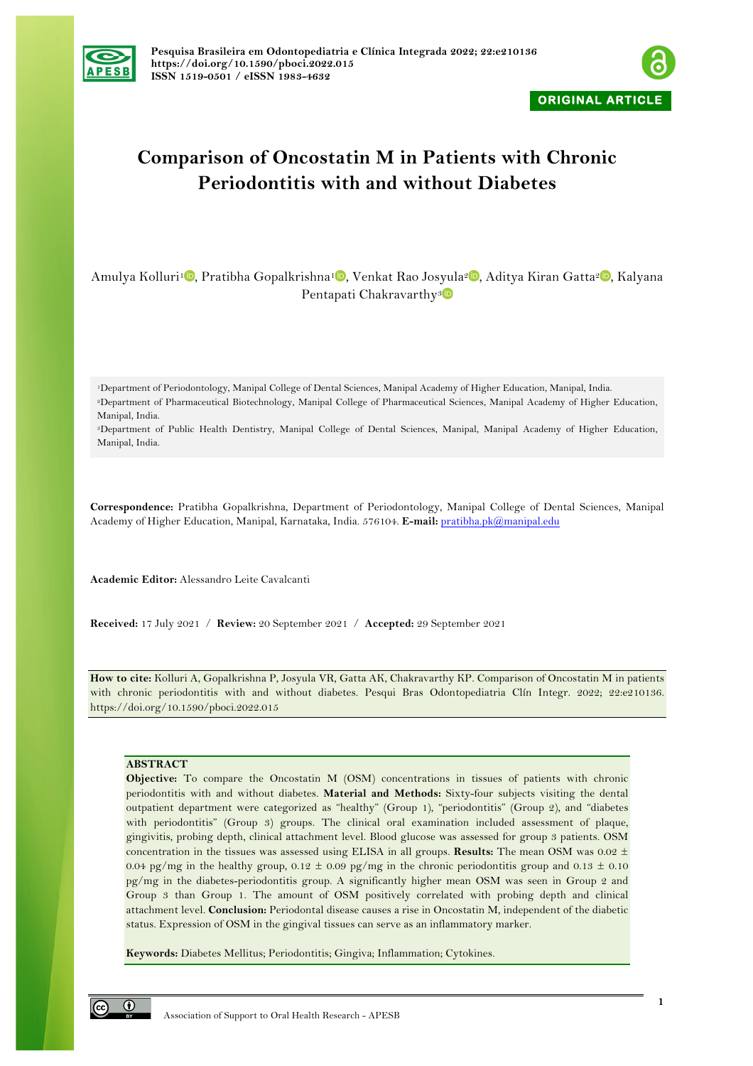ORIGINAL ARTICLE

# Comparison of Oncostatin M in Patients with Chronic Periodontitis with and without Diabetes

Amulya Kolluri[1], Pratibha Gopalkrishna[1], Venkat Rao Josyula[2], Aditya Kiran Gatta[2], Kalyana Pentapati Chakravarthy[3]

[1]Department of Periodontology, Manipal College of Dental Sciences, Manipal Academy of Higher Education, Manipal, India.
[2]Department of Pharmaceutical Biotechnology, Manipal College of Pharmaceutical Sciences, Manipal Academy of Higher Education, Manipal, India.
[3]Department of Public Health Dentistry, Manipal College of Dental Sciences, Manipal, Manipal Academy of Higher Education, Manipal, India.

**Correspondence:** Pratibha Gopalkrishna, Department of Periodontology, Manipal College of Dental Sciences, Manipal Academy of Higher Education, Manipal, Karnataka, India. 576104. **E-mail:** pratibha.pk@manipal.edu

**Academic Editor:** Alessandro Leite Cavalcanti

**Received:** 17 July 2021 / **Review:** 20 September 2021 / **Accepted:** 29 September 2021

**How to cite:** Kolluri A, Gopalkrishna P, Josyula VR, Gatta AK, Chakravarthy KP. Comparison of Oncostatin M in patients with chronic periodontitis with and without diabetes. Pesqui Bras Odontopediatria Clín Integr. 2022; 22:e210136. https://doi.org/10.1590/pboci.2022.015

## ABSTRACT

**Objective:** To compare the Oncostatin M (OSM) concentrations in tissues of patients with chronic periodontitis with and without diabetes. **Material and Methods:** Sixty-four subjects visiting the dental outpatient department were categorized as "healthy" (Group 1), "periodontitis" (Group 2), and "diabetes with periodontitis" (Group 3) groups. The clinical oral examination included assessment of plaque, gingivitis, probing depth, clinical attachment level. Blood glucose was assessed for group 3 patients. OSM concentration in the tissues was assessed using ELISA in all groups. **Results:** The mean OSM was 0.02 ± 0.04 pg/mg in the healthy group, 0.12 ± 0.09 pg/mg in the chronic periodontitis group and 0.13 ± 0.10 pg/mg in the diabetes-periodontitis group. A significantly higher mean OSM was seen in Group 2 and Group 3 than Group 1. The amount of OSM positively correlated with probing depth and clinical attachment level. **Conclusion:** Periodontal disease causes a rise in Oncostatin M, independent of the diabetic status. Expression of OSM in the gingival tissues can serve as an inflammatory marker.

**Keywords:** Diabetes Mellitus; Periodontitis; Gingiva; Inflammation; Cytokines.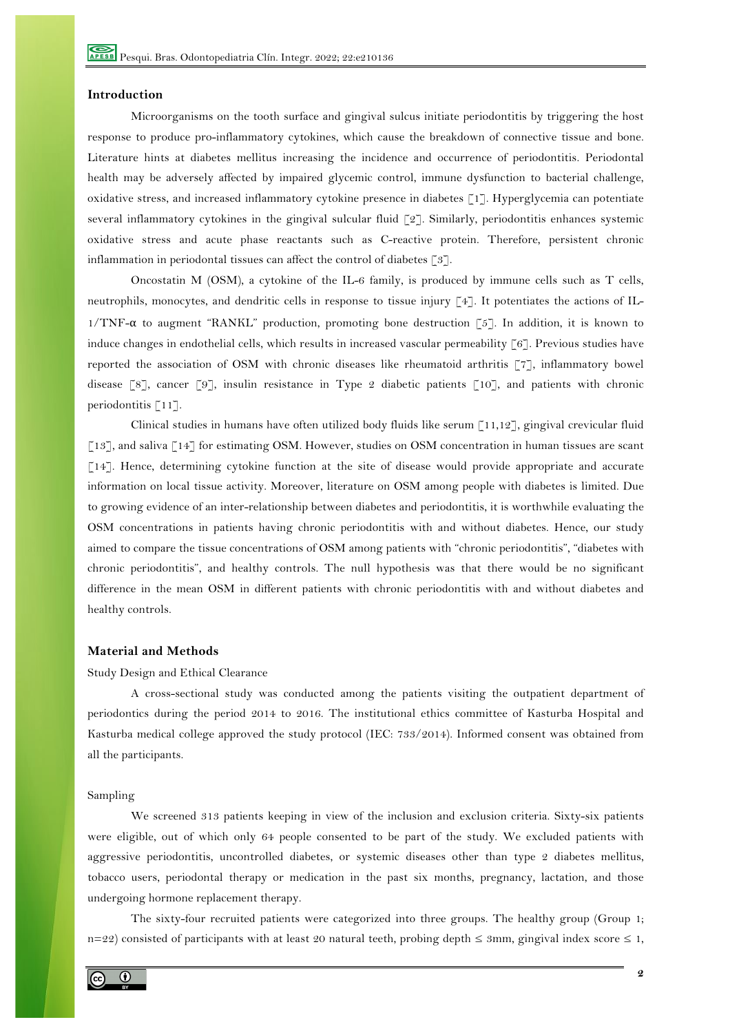## Introduction

Microorganisms on the tooth surface and gingival sulcus initiate periodontitis by triggering the host response to produce pro-inflammatory cytokines, which cause the breakdown of connective tissue and bone. Literature hints at diabetes mellitus increasing the incidence and occurrence of periodontitis. Periodontal health may be adversely affected by impaired glycemic control, immune dysfunction to bacterial challenge, oxidative stress, and increased inflammatory cytokine presence in diabetes [1]. Hyperglycemia can potentiate several inflammatory cytokines in the gingival sulcular fluid [2]. Similarly, periodontitis enhances systemic oxidative stress and acute phase reactants such as C-reactive protein. Therefore, persistent chronic inflammation in periodontal tissues can affect the control of diabetes [3].

Oncostatin M (OSM), a cytokine of the IL-6 family, is produced by immune cells such as T cells, neutrophils, monocytes, and dendritic cells in response to tissue injury [4]. It potentiates the actions of IL-1/TNF-α to augment "RANKL" production, promoting bone destruction [5]. In addition, it is known to induce changes in endothelial cells, which results in increased vascular permeability [6]. Previous studies have reported the association of OSM with chronic diseases like rheumatoid arthritis [7], inflammatory bowel disease [8], cancer [9], insulin resistance in Type 2 diabetic patients [10], and patients with chronic periodontitis [11].

Clinical studies in humans have often utilized body fluids like serum [11,12], gingival crevicular fluid [13], and saliva [14] for estimating OSM. However, studies on OSM concentration in human tissues are scant [14]. Hence, determining cytokine function at the site of disease would provide appropriate and accurate information on local tissue activity. Moreover, literature on OSM among people with diabetes is limited. Due to growing evidence of an inter-relationship between diabetes and periodontitis, it is worthwhile evaluating the OSM concentrations in patients having chronic periodontitis with and without diabetes. Hence, our study aimed to compare the tissue concentrations of OSM among patients with "chronic periodontitis", "diabetes with chronic periodontitis", and healthy controls. The null hypothesis was that there would be no significant difference in the mean OSM in different patients with chronic periodontitis with and without diabetes and healthy controls.

## Material and Methods

### Study Design and Ethical Clearance

A cross-sectional study was conducted among the patients visiting the outpatient department of periodontics during the period 2014 to 2016. The institutional ethics committee of Kasturba Hospital and Kasturba medical college approved the study protocol (IEC: 733/2014). Informed consent was obtained from all the participants.

### Sampling

We screened 313 patients keeping in view of the inclusion and exclusion criteria. Sixty-six patients were eligible, out of which only 64 people consented to be part of the study. We excluded patients with aggressive periodontitis, uncontrolled diabetes, or systemic diseases other than type 2 diabetes mellitus, tobacco users, periodontal therapy or medication in the past six months, pregnancy, lactation, and those undergoing hormone replacement therapy.

The sixty-four recruited patients were categorized into three groups. The healthy group (Group 1; n=22) consisted of participants with at least 20 natural teeth, probing depth ≤ 3mm, gingival index score ≤ 1,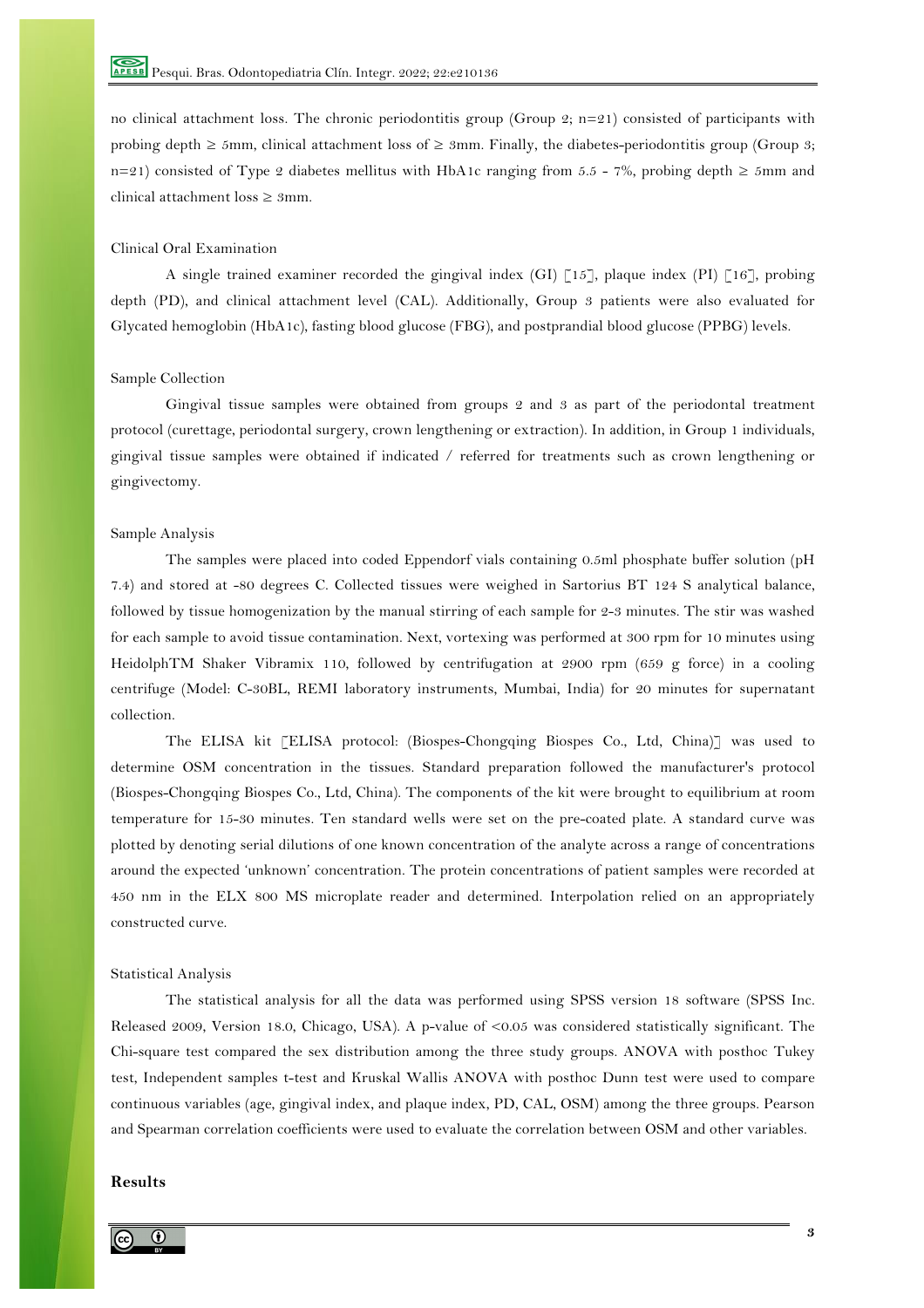no clinical attachment loss. The chronic periodontitis group (Group 2; n=21) consisted of participants with probing depth ≥ 5mm, clinical attachment loss of ≥ 3mm. Finally, the diabetes-periodontitis group (Group 3; n=21) consisted of Type 2 diabetes mellitus with HbA1c ranging from 5.5 - 7%, probing depth ≥ 5mm and clinical attachment loss ≥ 3mm.

### Clinical Oral Examination

A single trained examiner recorded the gingival index (GI) [15], plaque index (PI) [16], probing depth (PD), and clinical attachment level (CAL). Additionally, Group 3 patients were also evaluated for Glycated hemoglobin (HbA1c), fasting blood glucose (FBG), and postprandial blood glucose (PPBG) levels.

### Sample Collection

Gingival tissue samples were obtained from groups 2 and 3 as part of the periodontal treatment protocol (curettage, periodontal surgery, crown lengthening or extraction). In addition, in Group 1 individuals, gingival tissue samples were obtained if indicated / referred for treatments such as crown lengthening or gingivectomy.

### Sample Analysis

The samples were placed into coded Eppendorf vials containing 0.5ml phosphate buffer solution (pH 7.4) and stored at -80 degrees C. Collected tissues were weighed in Sartorius BT 124 S analytical balance, followed by tissue homogenization by the manual stirring of each sample for 2-3 minutes. The stir was washed for each sample to avoid tissue contamination. Next, vortexing was performed at 300 rpm for 10 minutes using HeidolphTM Shaker Vibramix 110, followed by centrifugation at 2900 rpm (659 g force) in a cooling centrifuge (Model: C-30BL, REMI laboratory instruments, Mumbai, India) for 20 minutes for supernatant collection.

The ELISA kit [ELISA protocol: (Biospes-Chongqing Biospes Co., Ltd, China)] was used to determine OSM concentration in the tissues. Standard preparation followed the manufacturer's protocol (Biospes-Chongqing Biospes Co., Ltd, China). The components of the kit were brought to equilibrium at room temperature for 15-30 minutes. Ten standard wells were set on the pre-coated plate. A standard curve was plotted by denoting serial dilutions of one known concentration of the analyte across a range of concentrations around the expected 'unknown' concentration. The protein concentrations of patient samples were recorded at 450 nm in the ELX 800 MS microplate reader and determined. Interpolation relied on an appropriately constructed curve.

### Statistical Analysis

The statistical analysis for all the data was performed using SPSS version 18 software (SPSS Inc. Released 2009, Version 18.0, Chicago, USA). A p-value of <0.05 was considered statistically significant. The Chi-square test compared the sex distribution among the three study groups. ANOVA with posthoc Tukey test, Independent samples t-test and Kruskal Wallis ANOVA with posthoc Dunn test were used to compare continuous variables (age, gingival index, and plaque index, PD, CAL, OSM) among the three groups. Pearson and Spearman correlation coefficients were used to evaluate the correlation between OSM and other variables.

## Results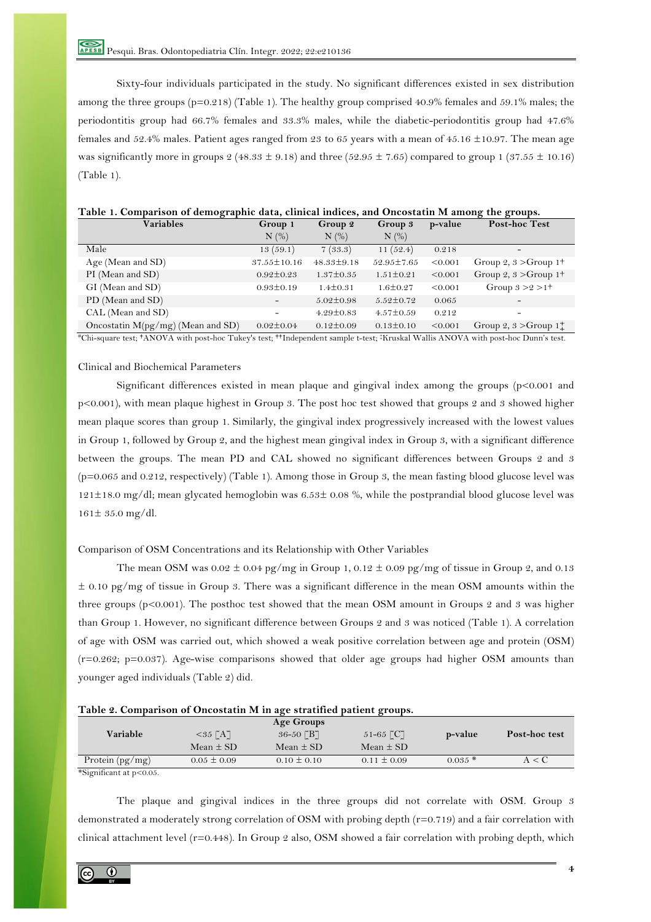Sixty-four individuals participated in the study. No significant differences existed in sex distribution among the three groups (p=0.218) (Table 1). The healthy group comprised 40.9% females and 59.1% males; the periodontitis group had 66.7% females and 33.3% males, while the diabetic-periodontitis group had 47.6% females and 52.4% males. Patient ages ranged from 23 to 65 years with a mean of 45.16 ±10.97. The mean age was significantly more in groups 2 (48.33 ± 9.18) and three (52.95 ± 7.65) compared to group 1 (37.55 ± 10.16) (Table 1).

**Table 1. Comparison of demographic data, clinical indices, and Oncostatin M among the groups.**

| Variables | Group 1 N (%) | Group 2 N (%) | Group 3 N (%) | p-value | Post-hoc Test |
|---|---|---|---|---|---|
| Male | 13 (59.1) | 7 (33.3) | 11 (52.4) | 0.218 | - |
| Age (Mean and SD) | 37.55±10.16 | 48.33±9.18 | 52.95±7.65 | <0.001 | Group 2, 3 >Group 1† |
| PI (Mean and SD) | 0.92±0.23 | 1.37±0.35 | 1.51±0.21 | <0.001 | Group 2, 3 >Group 1† |
| GI (Mean and SD) | 0.93±0.19 | 1.4±0.31 | 1.6±0.27 | <0.001 | Group 3 >2 >1† |
| PD (Mean and SD) | - | 5.02±0.98 | 5.52±0.72 | 0.065 | - |
| CAL (Mean and SD) | - | 4.29±0.83 | 4.57±0.59 | 0.212 | - |
| Oncostatin M(pg/mg) (Mean and SD) | 0.02±0.04 | 0.12±0.09 | 0.13±0.10 | <0.001 | Group 2, 3 >Group 1‡ |

*Chi-square test; †ANOVA with post-hoc Tukey's test; ††Independent sample t-test; ‡Kruskal Wallis ANOVA with post-hoc Dunn's test.

Clinical and Biochemical Parameters

Significant differences existed in mean plaque and gingival index among the groups (p<0.001 and p<0.001), with mean plaque highest in Group 3. The post hoc test showed that groups 2 and 3 showed higher mean plaque scores than group 1. Similarly, the gingival index progressively increased with the lowest values in Group 1, followed by Group 2, and the highest mean gingival index in Group 3, with a significant difference between the groups. The mean PD and CAL showed no significant differences between Groups 2 and 3 (p=0.065 and 0.212, respectively) (Table 1). Among those in Group 3, the mean fasting blood glucose level was 121±18.0 mg/dl; mean glycated hemoglobin was 6.53± 0.08 %, while the postprandial blood glucose level was 161± 35.0 mg/dl.

Comparison of OSM Concentrations and its Relationship with Other Variables

The mean OSM was 0.02 ± 0.04 pg/mg in Group 1, 0.12 ± 0.09 pg/mg of tissue in Group 2, and 0.13 ± 0.10 pg/mg of tissue in Group 3. There was a significant difference in the mean OSM amounts within the three groups (p<0.001). The posthoc test showed that the mean OSM amount in Groups 2 and 3 was higher than Group 1. However, no significant difference between Groups 2 and 3 was noticed (Table 1). A correlation of age with OSM was carried out, which showed a weak positive correlation between age and protein (OSM) (r=0.262; p=0.037). Age-wise comparisons showed that older age groups had higher OSM amounts than younger aged individuals (Table 2) did.

**Table 2. Comparison of Oncostatin M in age stratified patient groups.**

| Variable | Age Groups <35 [A] Mean ± SD | 36-50 [B] Mean ± SD | 51-65 [C] Mean ± SD | p-value | Post-hoc test |
|---|---|---|---|---|---|
| Protein (pg/mg) | 0.05 ± 0.09 | 0.10 ± 0.10 | 0.11 ± 0.09 | 0.035 * | A < C |

*Significant at p<0.05.

The plaque and gingival indices in the three groups did not correlate with OSM. Group 3 demonstrated a moderately strong correlation of OSM with probing depth (r=0.719) and a fair correlation with clinical attachment level (r=0.448). In Group 2 also, OSM showed a fair correlation with probing depth, which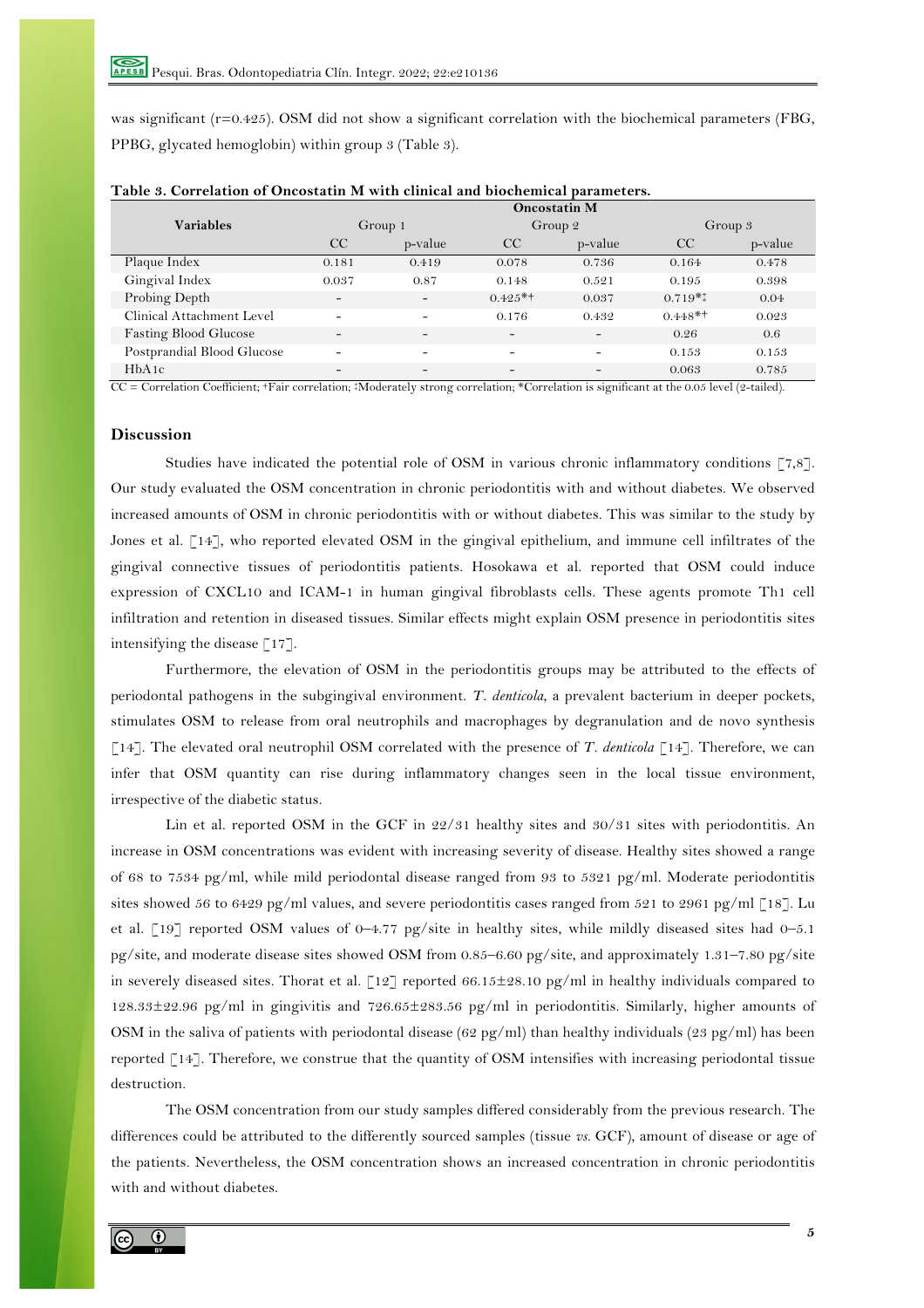was significant (r=0.425). OSM did not show a significant correlation with the biochemical parameters (FBG, PPBG, glycated hemoglobin) within group 3 (Table 3).

**Table 3. Correlation of Oncostatin M with clinical and biochemical parameters.**

| Variables | Oncostatin M | | | | | |
|---|---|---|---|---|---|---|
| | Group 1 | | Group 2 | | Group 3 | |
| | CC | p-value | CC | p-value | CC | p-value |
| Plaque Index | 0.181 | 0.419 | 0.078 | 0.736 | 0.164 | 0.478 |
| Gingival Index | 0.037 | 0.87 | 0.148 | 0.521 | 0.195 | 0.398 |
| Probing Depth | - | - | 0.425*† | 0.037 | 0.719*‡ | 0.04 |
| Clinical Attachment Level | - | - | 0.176 | 0.432 | 0.448*† | 0.023 |
| Fasting Blood Glucose | - | - | - | - | 0.26 | 0.6 |
| Postprandial Blood Glucose | - | - | - | - | 0.153 | 0.153 |
| HbA1c | - | - | - | - | 0.063 | 0.785 |

CC = Correlation Coefficient; †Fair correlation; ‡Moderately strong correlation; *Correlation is significant at the 0.05 level (2-tailed).

## Discussion

Studies have indicated the potential role of OSM in various chronic inflammatory conditions [7,8]. Our study evaluated the OSM concentration in chronic periodontitis with and without diabetes. We observed increased amounts of OSM in chronic periodontitis with or without diabetes. This was similar to the study by Jones et al. [14], who reported elevated OSM in the gingival epithelium, and immune cell infiltrates of the gingival connective tissues of periodontitis patients. Hosokawa et al. reported that OSM could induce expression of CXCL10 and ICAM-1 in human gingival fibroblasts cells. These agents promote Th1 cell infiltration and retention in diseased tissues. Similar effects might explain OSM presence in periodontitis sites intensifying the disease [17].

Furthermore, the elevation of OSM in the periodontitis groups may be attributed to the effects of periodontal pathogens in the subgingival environment. *T. denticola*, a prevalent bacterium in deeper pockets, stimulates OSM to release from oral neutrophils and macrophages by degranulation and de novo synthesis [14]. The elevated oral neutrophil OSM correlated with the presence of *T. denticola* [14]. Therefore, we can infer that OSM quantity can rise during inflammatory changes seen in the local tissue environment, irrespective of the diabetic status.

Lin et al. reported OSM in the GCF in 22/31 healthy sites and 30/31 sites with periodontitis. An increase in OSM concentrations was evident with increasing severity of disease. Healthy sites showed a range of 68 to 7534 pg/ml, while mild periodontal disease ranged from 93 to 5321 pg/ml. Moderate periodontitis sites showed 56 to 6429 pg/ml values, and severe periodontitis cases ranged from 521 to 2961 pg/ml [18]. Lu et al. [19] reported OSM values of 0–4.77 pg/site in healthy sites, while mildly diseased sites had 0–5.1 pg/site, and moderate disease sites showed OSM from 0.85–6.60 pg/site, and approximately 1.31–7.80 pg/site in severely diseased sites. Thorat et al. [12] reported 66.15±28.10 pg/ml in healthy individuals compared to 128.33±22.96 pg/ml in gingivitis and 726.65±283.56 pg/ml in periodontitis. Similarly, higher amounts of OSM in the saliva of patients with periodontal disease (62 pg/ml) than healthy individuals (23 pg/ml) has been reported [14]. Therefore, we construe that the quantity of OSM intensifies with increasing periodontal tissue destruction.

The OSM concentration from our study samples differed considerably from the previous research. The differences could be attributed to the differently sourced samples (tissue *vs.* GCF), amount of disease or age of the patients. Nevertheless, the OSM concentration shows an increased concentration in chronic periodontitis with and without diabetes.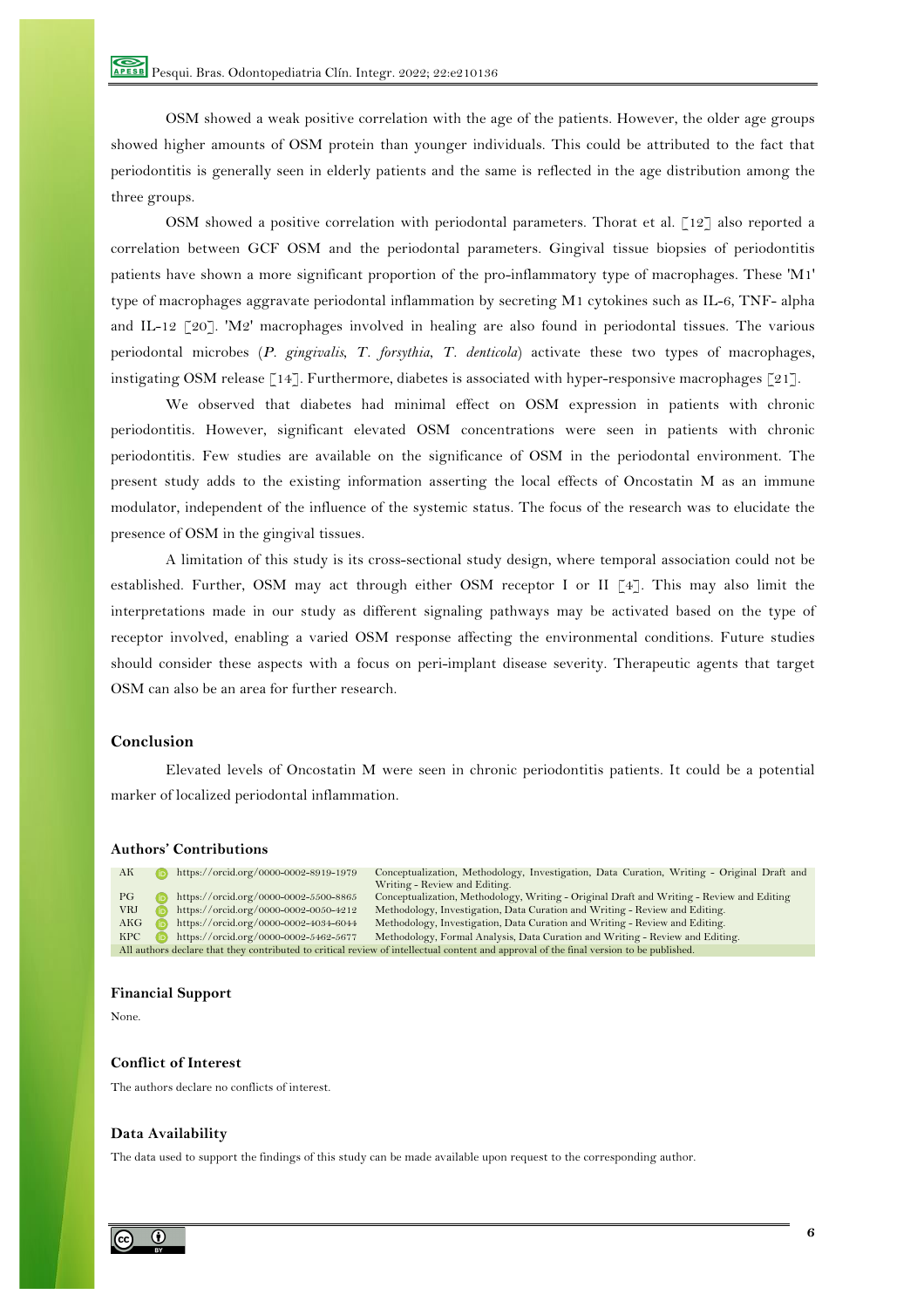OSM showed a weak positive correlation with the age of the patients. However, the older age groups showed higher amounts of OSM protein than younger individuals. This could be attributed to the fact that periodontitis is generally seen in elderly patients and the same is reflected in the age distribution among the three groups.

OSM showed a positive correlation with periodontal parameters. Thorat et al. [12] also reported a correlation between GCF OSM and the periodontal parameters. Gingival tissue biopsies of periodontitis patients have shown a more significant proportion of the pro-inflammatory type of macrophages. These 'M1' type of macrophages aggravate periodontal inflammation by secreting M1 cytokines such as IL-6, TNF- alpha and IL-12 [20]. 'M2' macrophages involved in healing are also found in periodontal tissues. The various periodontal microbes (*P. gingivalis*, *T. forsythia*, *T. denticola*) activate these two types of macrophages, instigating OSM release [14]. Furthermore, diabetes is associated with hyper-responsive macrophages [21].

We observed that diabetes had minimal effect on OSM expression in patients with chronic periodontitis. However, significant elevated OSM concentrations were seen in patients with chronic periodontitis. Few studies are available on the significance of OSM in the periodontal environment. The present study adds to the existing information asserting the local effects of Oncostatin M as an immune modulator, independent of the influence of the systemic status. The focus of the research was to elucidate the presence of OSM in the gingival tissues.

A limitation of this study is its cross-sectional study design, where temporal association could not be established. Further, OSM may act through either OSM receptor I or II [4]. This may also limit the interpretations made in our study as different signaling pathways may be activated based on the type of receptor involved, enabling a varied OSM response affecting the environmental conditions. Future studies should consider these aspects with a focus on peri-implant disease severity. Therapeutic agents that target OSM can also be an area for further research.

## Conclusion

Elevated levels of Oncostatin M were seen in chronic periodontitis patients. It could be a potential marker of localized periodontal inflammation.

## Authors' Contributions

| | | |
|---|---|---|
| AK | https://orcid.org/0000-0002-8919-1979 | Conceptualization, Methodology, Investigation, Data Curation, Writing - Original Draft and Writing - Review and Editing. |
| PG | https://orcid.org/0000-0002-5500-8865 | Conceptualization, Methodology, Writing - Original Draft and Writing - Review and Editing |
| VRJ | https://orcid.org/0000-0002-0050-4212 | Methodology, Investigation, Data Curation and Writing - Review and Editing. |
| AKG | https://orcid.org/0000-0002-4034-6044 | Methodology, Investigation, Data Curation and Writing - Review and Editing. |
| KPC | https://orcid.org/0000-0002-5462-5677 | Methodology, Formal Analysis, Data Curation and Writing - Review and Editing. |

All authors declare that they contributed to critical review of intellectual content and approval of the final version to be published.

## Financial Support

None.

## Conflict of Interest

The authors declare no conflicts of interest.

## Data Availability

The data used to support the findings of this study can be made available upon request to the corresponding author.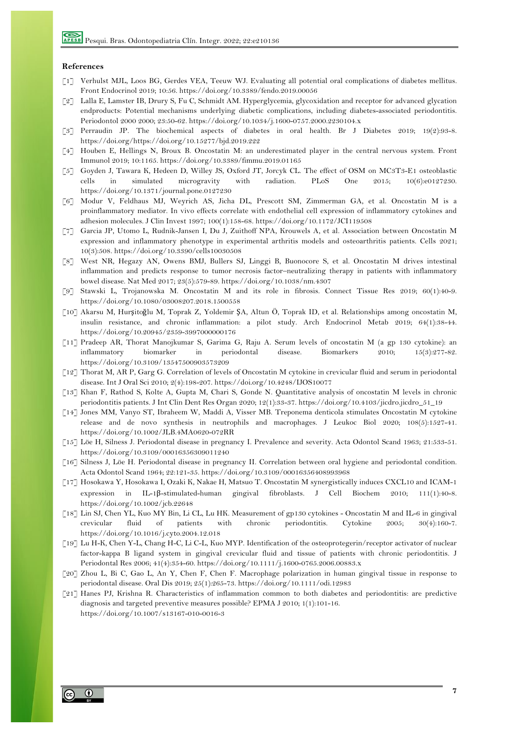## References

[1] Verhulst MJL, Loos BG, Gerdes VEA, Teeuw WJ. Evaluating all potential oral complications of diabetes mellitus. Front Endocrinol 2019; 10:56. https://doi.org/10.3389/fendo.2019.00056

[2] Lalla E, Lamster IB, Drury S, Fu C, Schmidt AM. Hyperglycemia, glycoxidation and receptor for advanced glycation endproducts: Potential mechanisms underlying diabetic complications, including diabetes-associated periodontitis. Periodontol 2000 2000; 23:50-62. https://doi.org/10.1034/j.1600-0757.2000.2230104.x

[3] Perraudin JP. The biochemical aspects of diabetes in oral health. Br J Diabetes 2019; 19(2):93-8. https://doi.org/https://doi.org/10.15277/bjd.2019.222

[4] Houben E, Hellings N, Broux B. Oncostatin M: an underestimated player in the central nervous system. Front Immunol 2019; 10:1165. https://doi.org/10.3389/fimmu.2019.01165

[5] Goyden J, Tawara K, Hedeen D, Willey JS, Oxford JT, Jorcyk CL. The effect of OSM on MC3T3-E1 osteoblastic cells in simulated microgravity with radiation. PLoS One 2015; 10(6):e0127230. https://doi.org/10.1371/journal.pone.0127230

[6] Modur V, Feldhaus MJ, Weyrich AS, Jicha DL, Prescott SM, Zimmerman GA, et al. Oncostatin M is a proinflammatory mediator. In vivo effects correlate with endothelial cell expression of inflammatory cytokines and adhesion molecules. J Clin Invest 1997; 100(1):158-68. https://doi.org/10.1172/JCI119508

[7] Garcia JP, Utomo L, Rudnik-Jansen I, Du J, Zuithoff NPA, Krouwels A, et al. Association between Oncostatin M expression and inflammatory phenotype in experimental arthritis models and osteoarthritis patients. Cells 2021; 10(3):508. https://doi.org/10.3390/cells10030508

[8] West NR, Hegazy AN, Owens BMJ, Bullers SJ, Linggi B, Buonocore S, et al. Oncostatin M drives intestinal inflammation and predicts response to tumor necrosis factor–neutralizing therapy in patients with inflammatory bowel disease. Nat Med 2017; 23(5):579-89. https://doi.org/10.1038/nm.4307

[9] Stawski L, Trojanowska M. Oncostatin M and its role in fibrosis. Connect Tissue Res 2019; 60(1):40-9. https://doi.org/10.1080/03008207.2018.1500558

[10] Akarsu M, Hurşitoğlu M, Toprak Z, Yoldemir ŞA, Altun Ö, Toprak ID, et al. Relationships among oncostatin M, insulin resistance, and chronic inflammation: a pilot study. Arch Endocrinol Metab 2019; 64(1):38-44. https://doi.org/10.20945/2359-3997000000176

[11] Pradeep AR, Thorat Manojkumar S, Garima G, Raju A. Serum levels of oncostatin M (a gp 130 cytokine): an inflammatory biomarker in periodontal disease. Biomarkers 2010; 15(3):277-82. https://doi.org/10.3109/13547500903573209

[12] Thorat M, AR P, Garg G. Correlation of levels of Oncostatin M cytokine in crevicular fluid and serum in periodontal disease. Int J Oral Sci 2010; 2(4):198-207. https://doi.org/10.4248/IJOS10077

[13] Khan F, Rathod S, Kolte A, Gupta M, Chari S, Gonde N. Quantitative analysis of oncostatin M levels in chronic periodontitis patients. J Int Clin Dent Res Organ 2020; 12(1):33-37. https://doi.org/10.4103/jicdro.jicdro_51_19

[14] Jones MM, Vanyo ST, Ibraheem W, Maddi A, Visser MB. Treponema denticola stimulates Oncostatin M cytokine release and de novo synthesis in neutrophils and macrophages. J Leukoc Biol 2020; 108(5):1527-41. https://doi.org/10.1002/JLB.4MA0620-072RR

[15] Löe H, Silness J. Periodontal disease in pregnancy I. Prevalence and severity. Acta Odontol Scand 1963; 21:533-51. https://doi.org/10.3109/00016356309011240

[16] Silness J, Löe H. Periodontal disease in pregnancy II. Correlation between oral hygiene and periodontal condition. Acta Odontol Scand 1964; 22:121-35. https://doi.org/10.3109/00016356408993968

[17] Hosokawa Y, Hosokawa I, Ozaki K, Nakae H, Matsuo T. Oncostatin M synergistically induces CXCL10 and ICAM-1 expression in IL-1β-stimulated-human gingival fibroblasts. J Cell Biochem 2010; 111(1):40-8. https://doi.org/10.1002/jcb.22648

[18] Lin SJ, Chen YL, Kuo MY Bin, Li CL, Lu HK. Measurement of gp130 cytokines - Oncostatin M and IL-6 in gingival crevicular fluid of patients with chronic periodontitis. Cytokine 2005; 30(4):160-7. https://doi.org/10.1016/j.cyto.2004.12.018

[19] Lu H-K, Chen Y-L, Chang H-C, Li C-L, Kuo MYP. Identification of the osteoprotegerin/receptor activator of nuclear factor-kappa B ligand system in gingival crevicular fluid and tissue of patients with chronic periodontitis. J Periodontal Res 2006; 41(4):354-60. https://doi.org/10.1111/j.1600-0765.2006.00883.x

[20] Zhou L, Bi C, Gao L, An Y, Chen F, Chen F. Macrophage polarization in human gingival tissue in response to periodontal disease. Oral Dis 2019; 25(1):265-73. https://doi.org/10.1111/odi.12983

[21] Hanes PJ, Krishna R. Characteristics of inflammation common to both diabetes and periodontitis: are predictive diagnosis and targeted preventive measures possible? EPMA J 2010; 1(1):101-16. https://doi.org/10.1007/s13167-010-0016-3